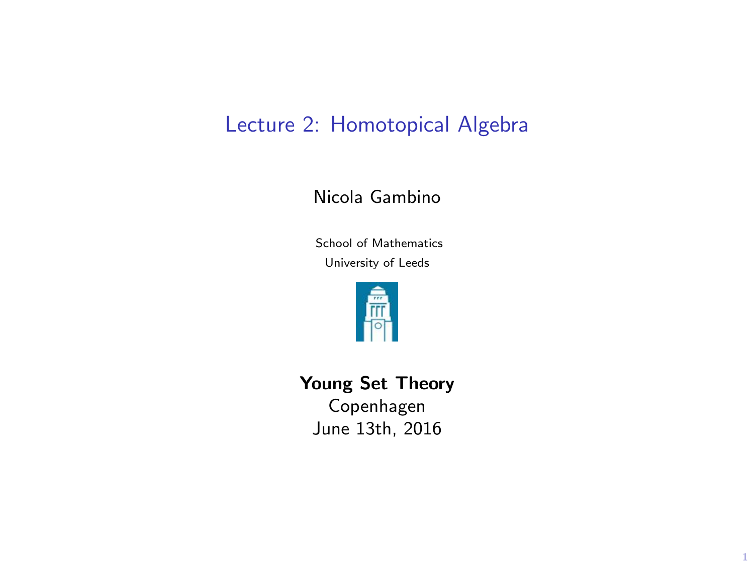# Lecture 2: Homotopical Algebra

Nicola Gambino

School of Mathematics
University of Leeds

**Young Set Theory**
Copenhagen
June 13th, 2016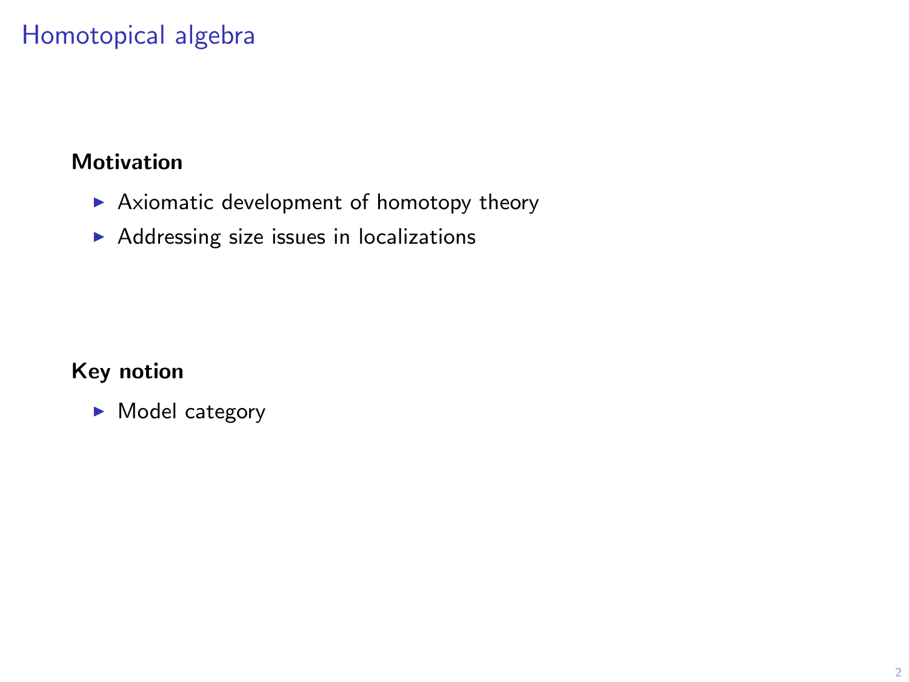# Homotopical algebra

**Motivation**

- Axiomatic development of homotopy theory
- Addressing size issues in localizations

**Key notion**

- Model category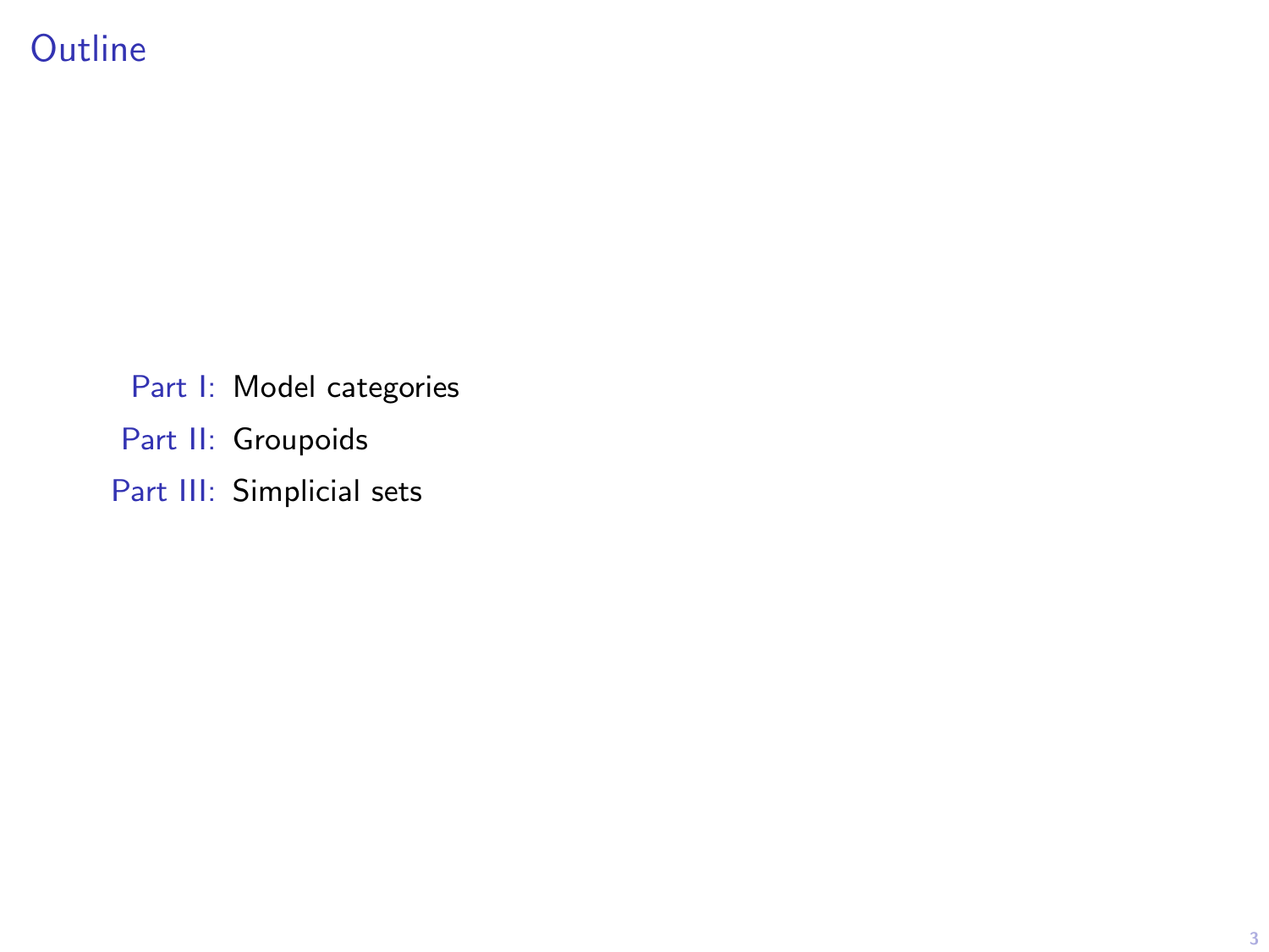# Outline

Part I: Model categories

Part II: Groupoids

Part III: Simplicial sets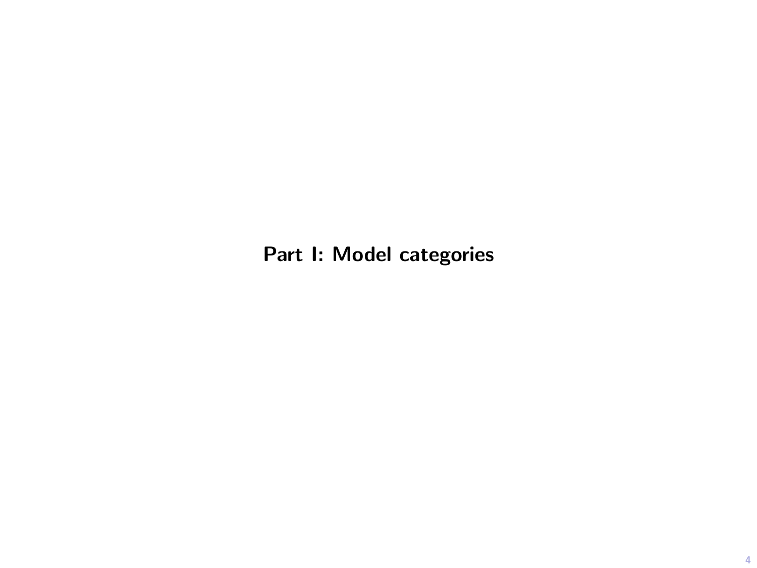# Part I: Model categories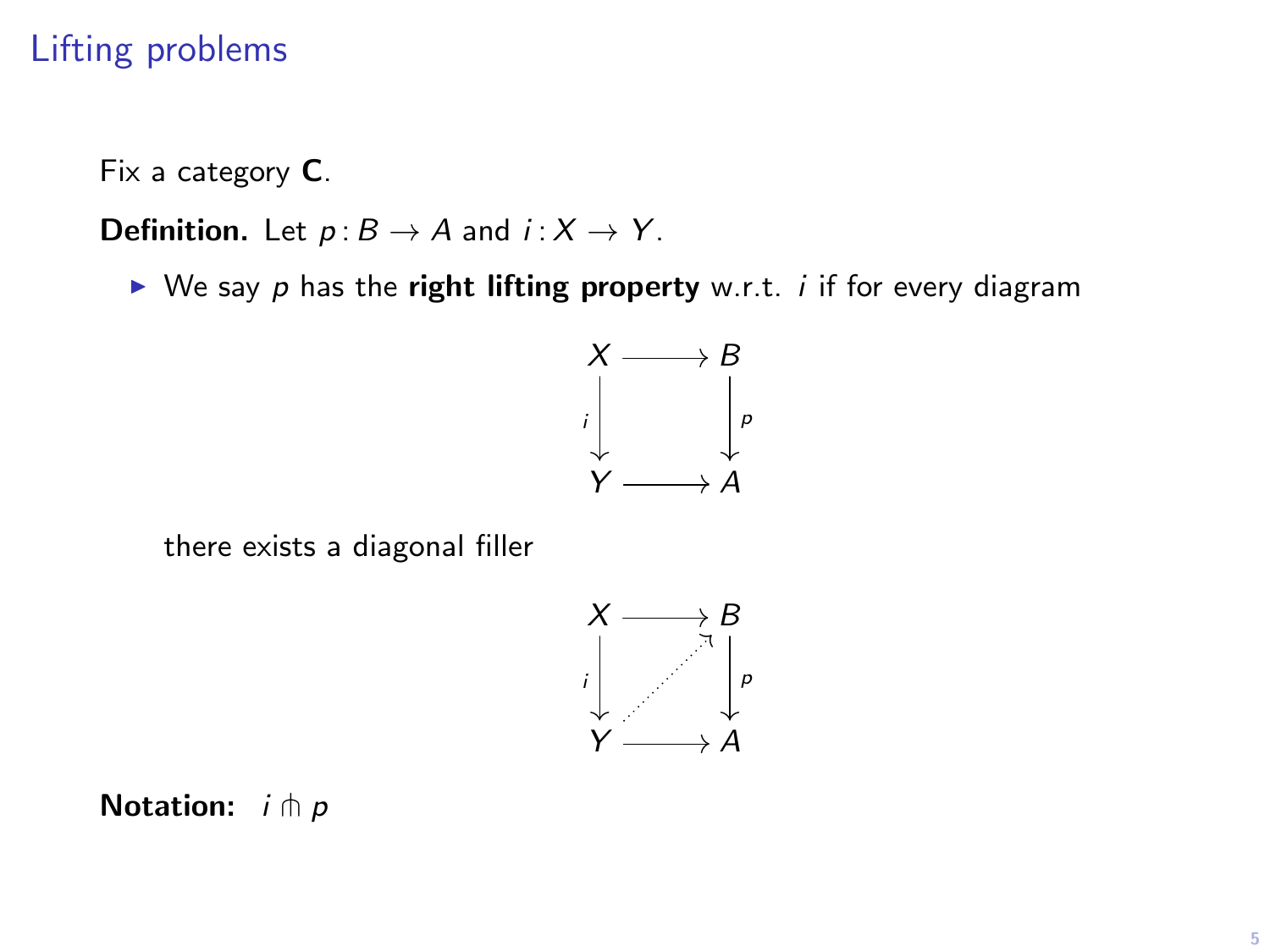# Lifting problems

Fix a category $\mathbf{C}$.

**Definition.** Let $p : B \to A$ and $i : X \to Y$.

- We say $p$ has the **right lifting property** w.r.t. $i$ if for every diagram

$$\begin{array}{ccc} X & \longrightarrow & B \\ {\scriptstyle i}\downarrow & & \downarrow{\scriptstyle p} \\ Y & \longrightarrow & A \end{array}$$

  there exists a diagonal filler

$$\begin{array}{ccc} X & \longrightarrow & B \\ {\scriptstyle i}\downarrow & \nearrow & \downarrow{\scriptstyle p} \\ Y & \longrightarrow & A \end{array}$$

**Notation:** $i \pitchfork p$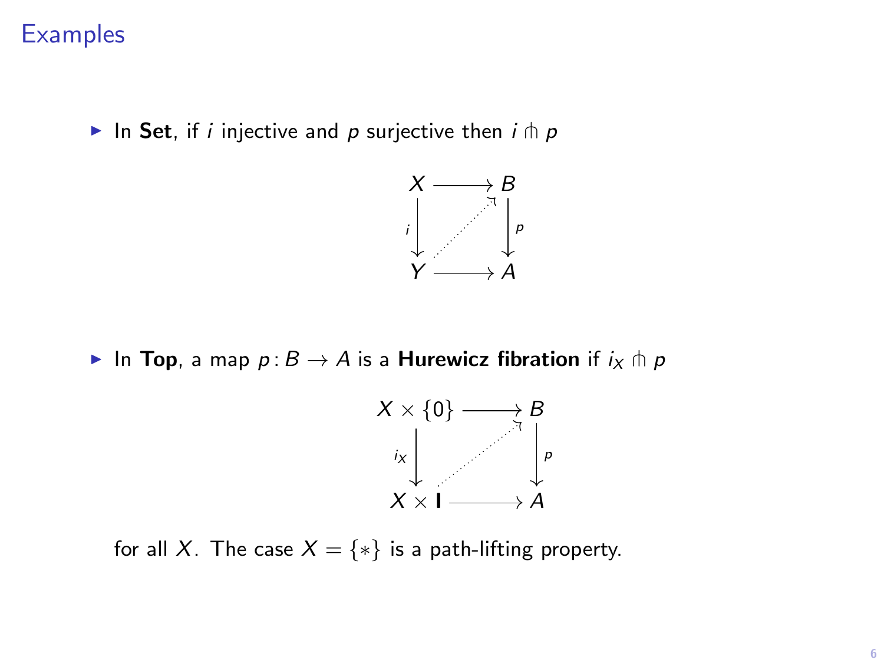# Examples

- In **Set**, if $i$ injective and $p$ surjective then $i \pitchfork p$

$$
\begin{array}{ccc}
X & \longrightarrow & B \\
{\scriptstyle i}\big\downarrow & \nearrow & \big\downarrow{\scriptstyle p} \\
Y & \longrightarrow & A
\end{array}
$$

- In **Top**, a map $p \colon B \to A$ is a **Hurewicz fibration** if $i_X \pitchfork p$

$$
\begin{array}{ccc}
X \times \{0\} & \longrightarrow & B \\
{\scriptstyle i_X}\big\downarrow & \nearrow & \big\downarrow{\scriptstyle p} \\
X \times \mathbf{I} & \longrightarrow & A
\end{array}
$$

for all $X$. The case $X = \{*\}$ is a path-lifting property.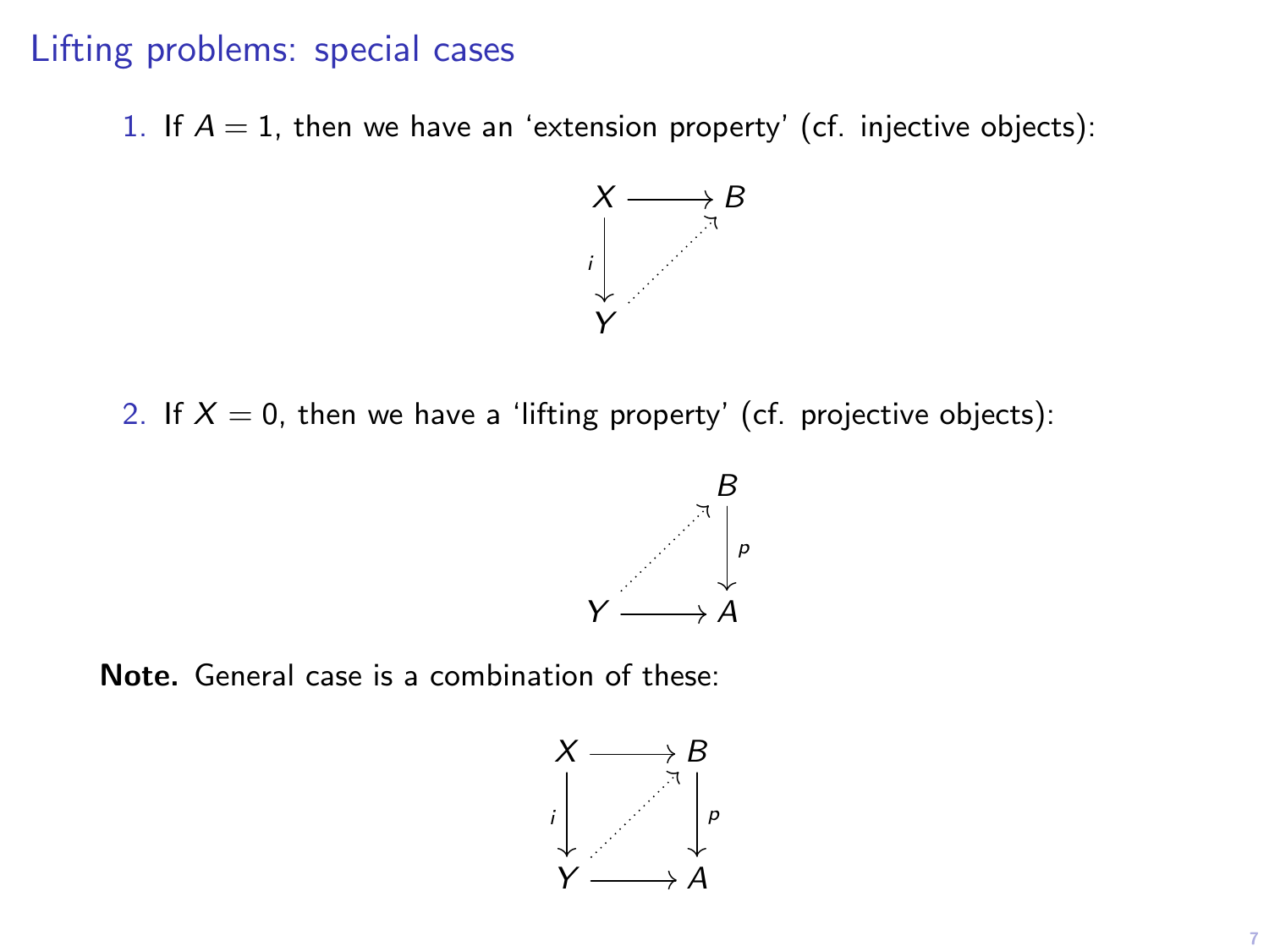# Lifting problems: special cases

1. If $A = 1$, then we have an 'extension property' (cf. injective objects):

$$\begin{array}{ccc} X & \longrightarrow & B \\ {\scriptstyle i}\downarrow & \nearrow & \\ Y & & \end{array}$$

2. If $X = 0$, then we have a 'lifting property' (cf. projective objects):

$$\begin{array}{ccc} & & B \\ & \nearrow & \downarrow{\scriptstyle p} \\ Y & \longrightarrow & A \end{array}$$

**Note.** General case is a combination of these:

$$\begin{array}{ccc} X & \longrightarrow & B \\ {\scriptstyle i}\downarrow & \nearrow & \downarrow{\scriptstyle p} \\ Y & \longrightarrow & A \end{array}$$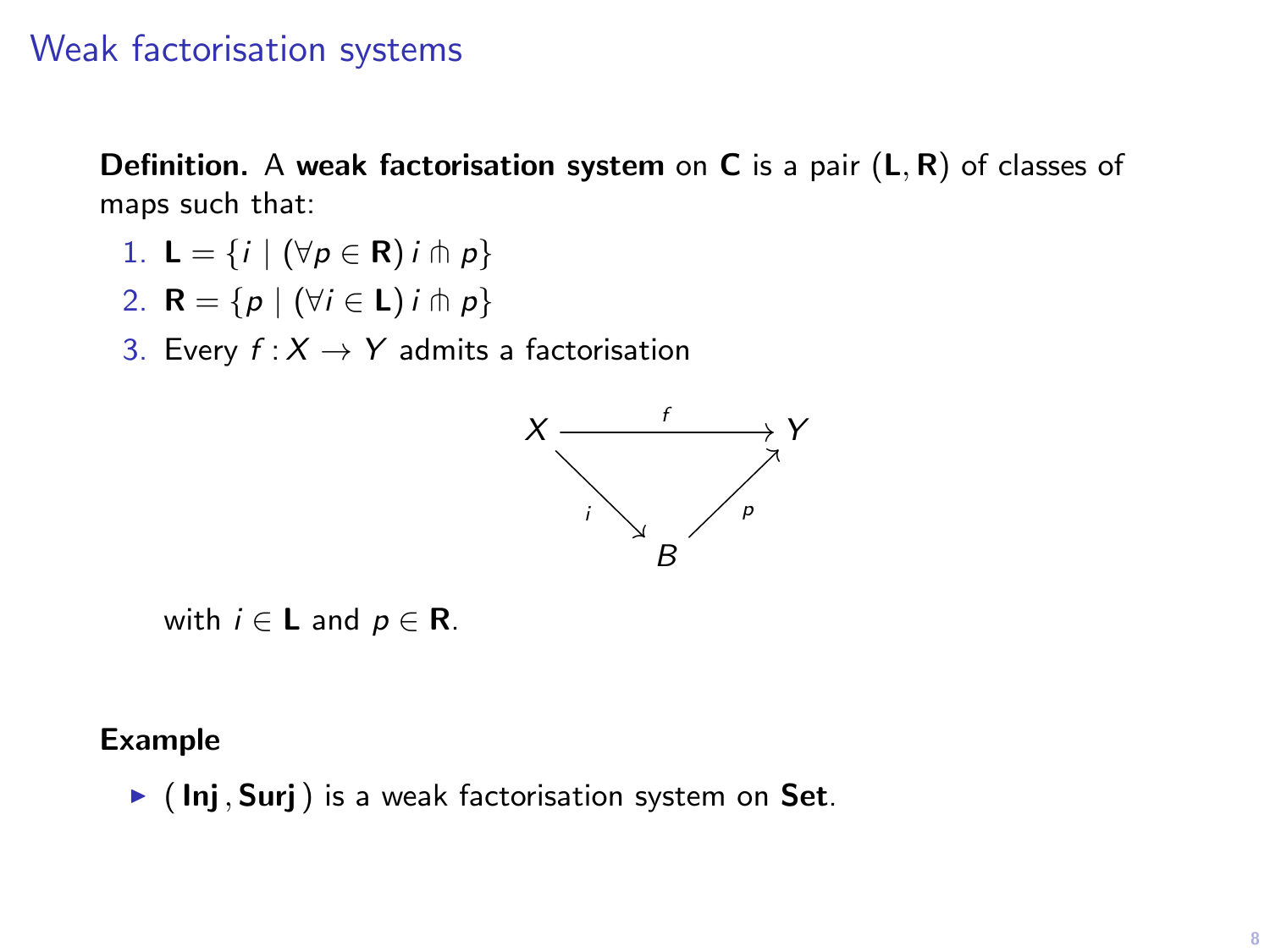## Weak factorisation systems

**Definition.** A **weak factorisation system** on $\mathbf{C}$ is a pair $(\mathbf{L}, \mathbf{R})$ of classes of maps such that:

1. $\mathbf{L} = \{i \mid (\forall p \in \mathbf{R})\, i \pitchfork p\}$
2. $\mathbf{R} = \{p \mid (\forall i \in \mathbf{L})\, i \pitchfork p\}$
3. Every $f : X \to Y$ admits a factorisation

$$\begin{array}{ccc} X & \xrightarrow{\quad f \quad} & Y \\ & {\scriptstyle i}\searrow \quad \nearrow{\scriptstyle p} & \\ & B & \end{array}$$

with $i \in \mathbf{L}$ and $p \in \mathbf{R}$.

**Example**

- $(\,\mathbf{Inj}\,, \mathbf{Surj}\,)$ is a weak factorisation system on $\mathbf{Set}$.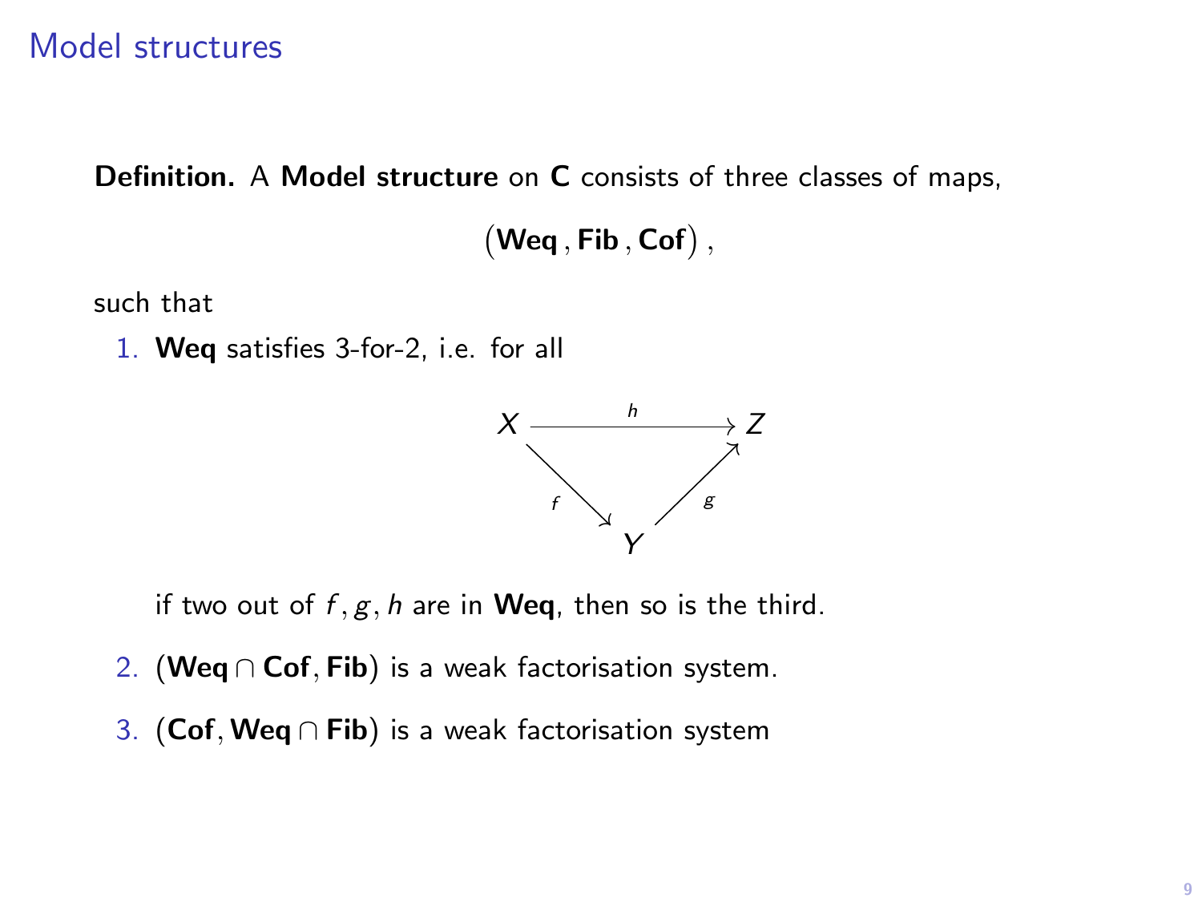# Model structures

**Definition.** A **Model structure** on **C** consists of three classes of maps,

$$(\mathbf{Weq}\,,\mathbf{Fib}\,,\mathbf{Cof})\,,$$

such that

1. **Weq** satisfies 3-for-2, i.e. for all

$$\begin{array}{ccc} X & \xrightarrow{\quad h \quad} & Z \\ & {\scriptstyle f}\searrow \quad \nearrow{\scriptstyle g} & \\ & Y & \end{array}$$

   if two out of $f, g, h$ are in **Weq**, then so is the third.

2. $(\mathbf{Weq} \cap \mathbf{Cof}, \mathbf{Fib})$ is a weak factorisation system.

3. $(\mathbf{Cof}, \mathbf{Weq} \cap \mathbf{Fib})$ is a weak factorisation system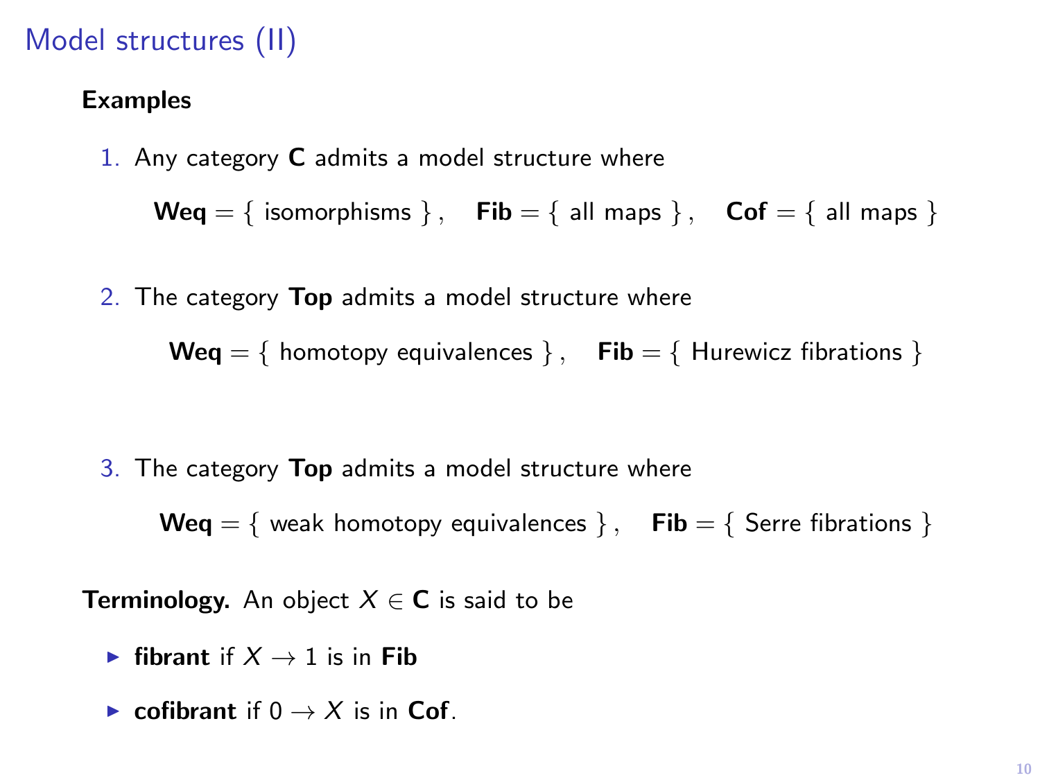# Model structures (II)

**Examples**

1. Any category **C** admits a model structure where

$$\mathbf{Weq} = \{ \text{ isomorphisms } \}, \quad \mathbf{Fib} = \{ \text{ all maps } \}, \quad \mathbf{Cof} = \{ \text{ all maps } \}$$

2. The category **Top** admits a model structure where

$$\mathbf{Weq} = \{ \text{ homotopy equivalences } \}, \quad \mathbf{Fib} = \{ \text{ Hurewicz fibrations } \}$$

3. The category **Top** admits a model structure where

$$\mathbf{Weq} = \{ \text{ weak homotopy equivalences } \}, \quad \mathbf{Fib} = \{ \text{ Serre fibrations } \}$$

**Terminology.** An object $X \in \mathbf{C}$ is said to be

- **fibrant** if $X \to 1$ is in **Fib**
- **cofibrant** if $0 \to X$ is in **Cof**.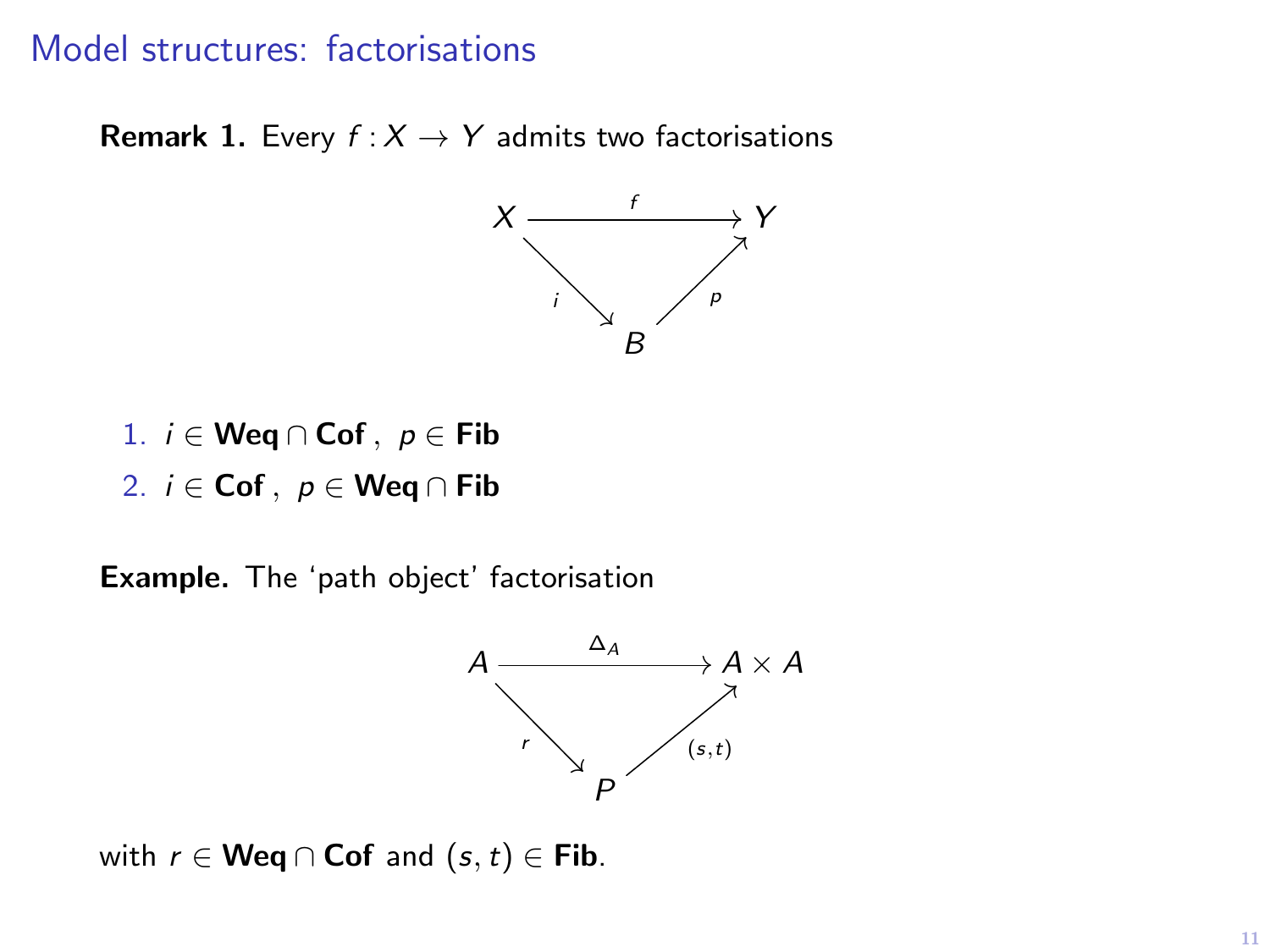## Model structures: factorisations

**Remark 1.** Every $f : X \to Y$ admits two factorisations

$$
\begin{array}{ccc}
X & \xrightarrow{\quad f \quad} & Y \\
& {\scriptstyle i}\searrow \quad \nearrow{\scriptstyle p} & \\
& B &
\end{array}
$$

1. $i \in \mathbf{Weq} \cap \mathbf{Cof}\,,\ p \in \mathbf{Fib}$
2. $i \in \mathbf{Cof}\,,\ p \in \mathbf{Weq} \cap \mathbf{Fib}$

**Example.** The 'path object' factorisation

$$
\begin{array}{ccc}
A & \xrightarrow{\quad \Delta_A \quad} & A \times A \\
& {\scriptstyle r}\searrow \quad \nearrow{\scriptstyle (s,t)} & \\
& P &
\end{array}
$$

with $r \in \mathbf{Weq} \cap \mathbf{Cof}$ and $(s, t) \in \mathbf{Fib}$.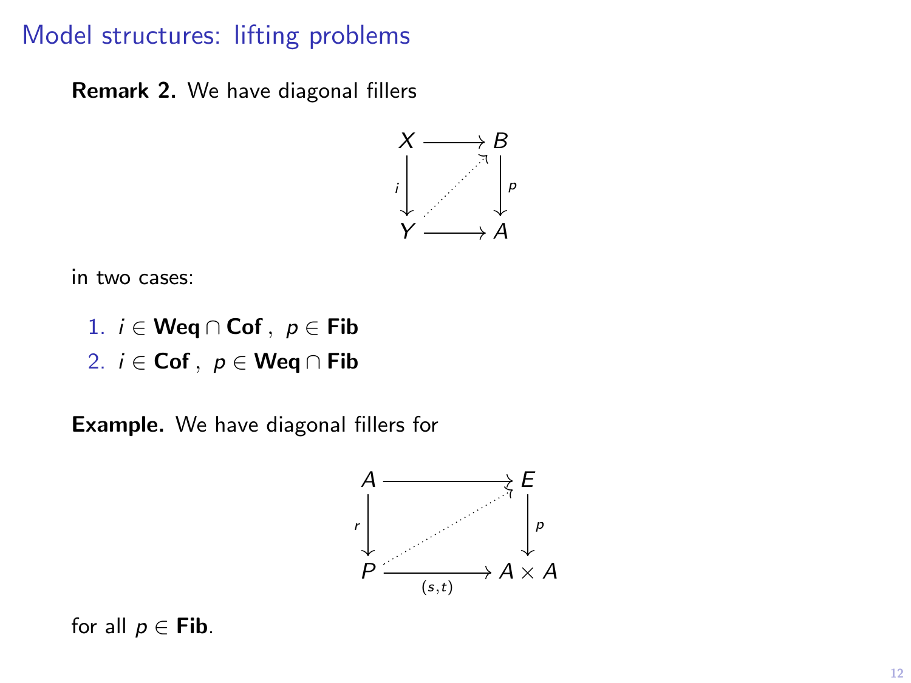# Model structures: lifting problems

**Remark 2.** We have diagonal fillers

$$
\begin{array}{ccc}
X & \longrightarrow & B \\
{\scriptstyle i}\downarrow & \nearrow & \downarrow{\scriptstyle p} \\
Y & \longrightarrow & A
\end{array}
$$

in two cases:

1. $i \in \mathbf{Weq} \cap \mathbf{Cof}\,,\ p \in \mathbf{Fib}$
2. $i \in \mathbf{Cof}\,,\ p \in \mathbf{Weq} \cap \mathbf{Fib}$

**Example.** We have diagonal fillers for

$$
\begin{array}{ccc}
A & \longrightarrow & E \\
{\scriptstyle r}\downarrow & \nearrow & \downarrow{\scriptstyle p} \\
P & \xrightarrow[(s,t)]{} & A \times A
\end{array}
$$

for all $p \in \mathbf{Fib}$.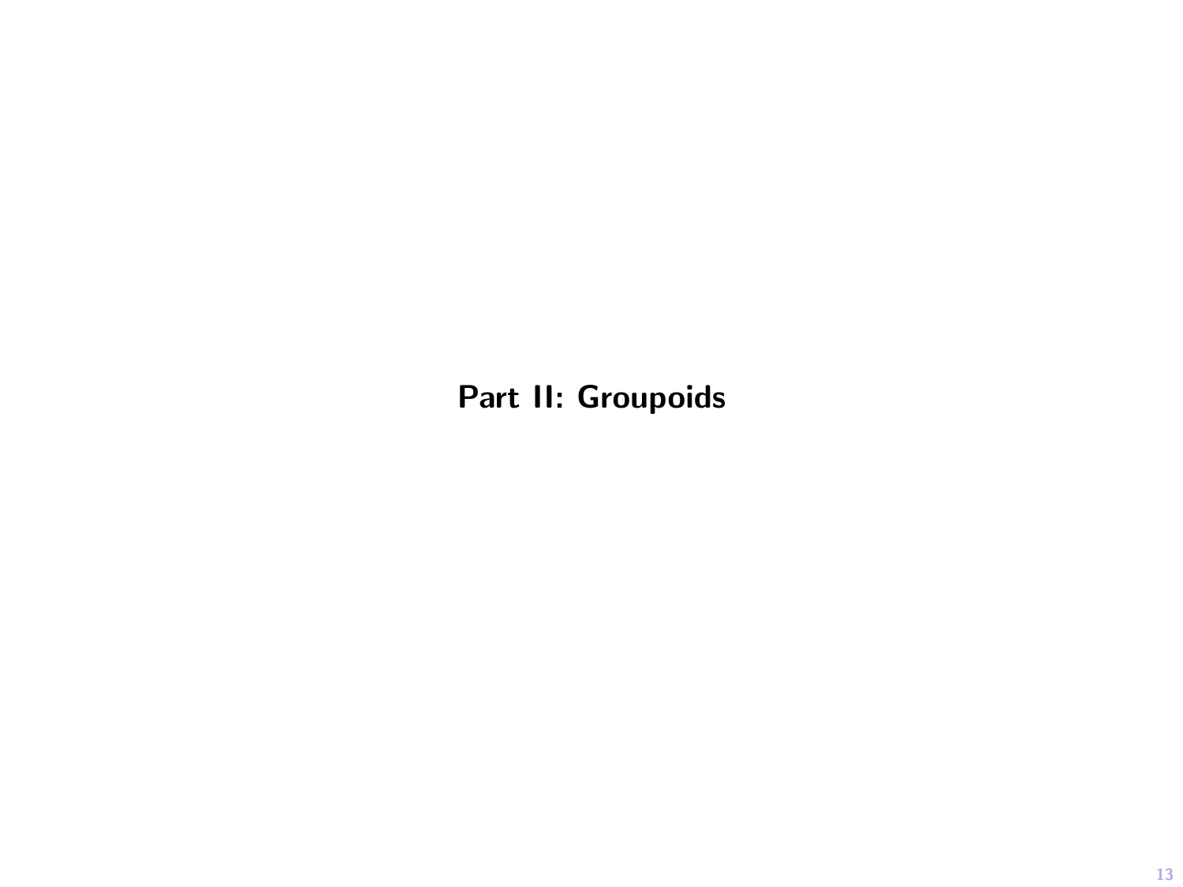# Part II: Groupoids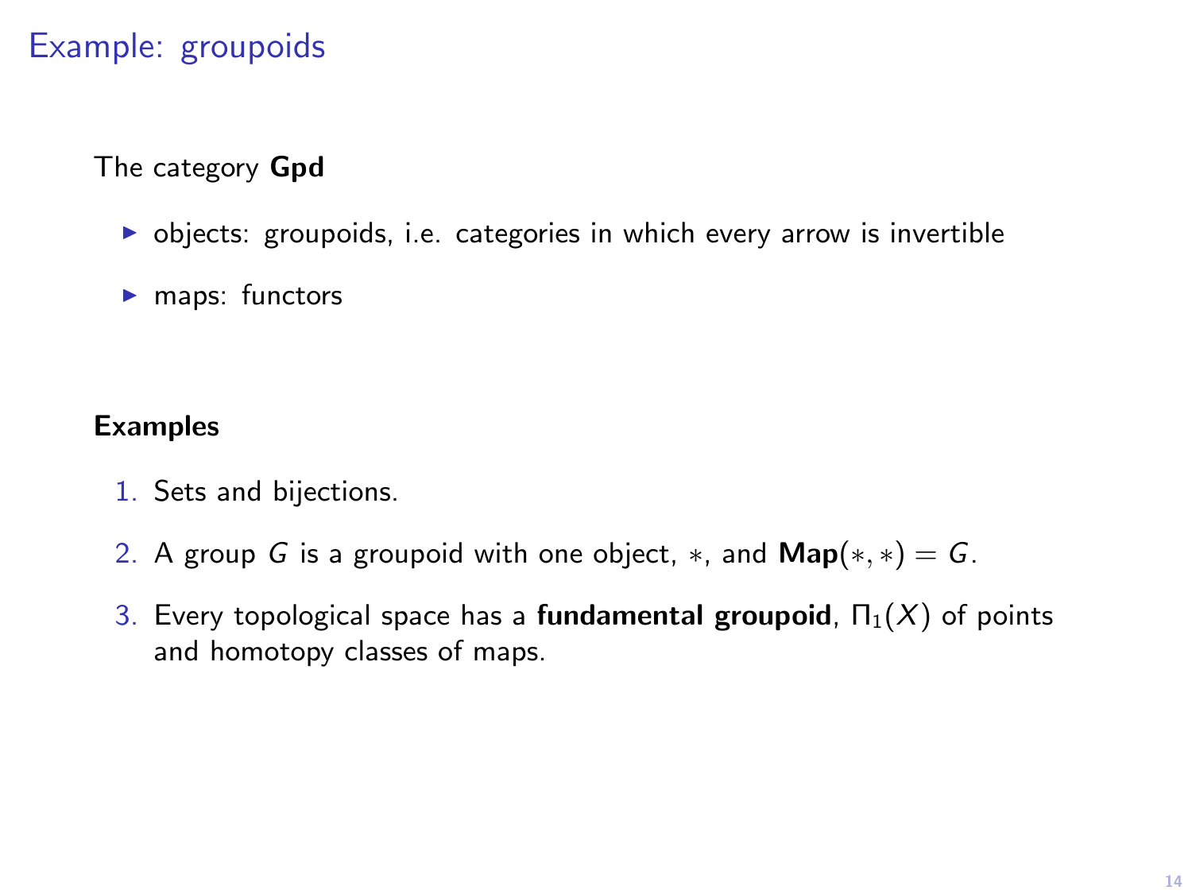# Example: groupoids

The category **Gpd**

- objects: groupoids, i.e. categories in which every arrow is invertible
- maps: functors

**Examples**

1. Sets and bijections.
2. A group $G$ is a groupoid with one object, $*$, and $\mathbf{Map}(*, *) = G$.
3. Every topological space has a **fundamental groupoid**, $\Pi_1(X)$ of points and homotopy classes of maps.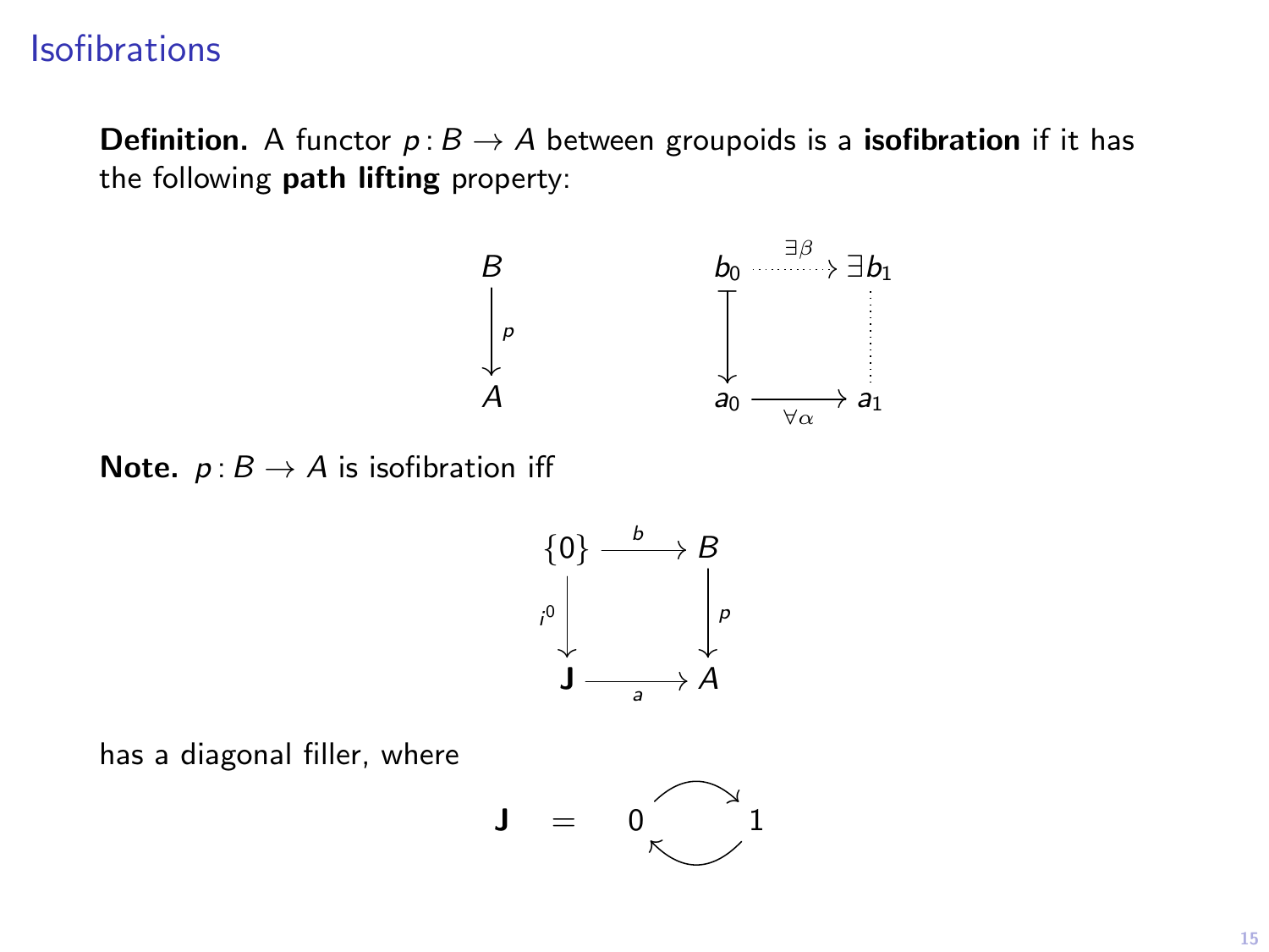# Isofibrations

**Definition.** A functor $p: B \to A$ between groupoids is a **isofibration** if it has the following **path lifting** property:

$$
\begin{array}{ccc}
B & \quad\quad & b_0 \overset{\exists \beta}{\cdots\cdots\rightarrow} \exists b_1 \\
\big\downarrow p & & \big\downarrow \qquad\qquad \vdots \\
A & & a_0 \xrightarrow[\forall \alpha]{} a_1
\end{array}
$$

**Note.** $p: B \to A$ is isofibration iff

$$
\begin{array}{ccc}
\{0\} & \xrightarrow{b} & B \\
{\scriptstyle i^0}\big\downarrow & & \big\downarrow{\scriptstyle p} \\
\mathbf{J} & \xrightarrow[a]{} & A
\end{array}
$$

has a diagonal filler, where

$$
\mathbf{J} \quad = \quad 0 \rightleftarrows 1
$$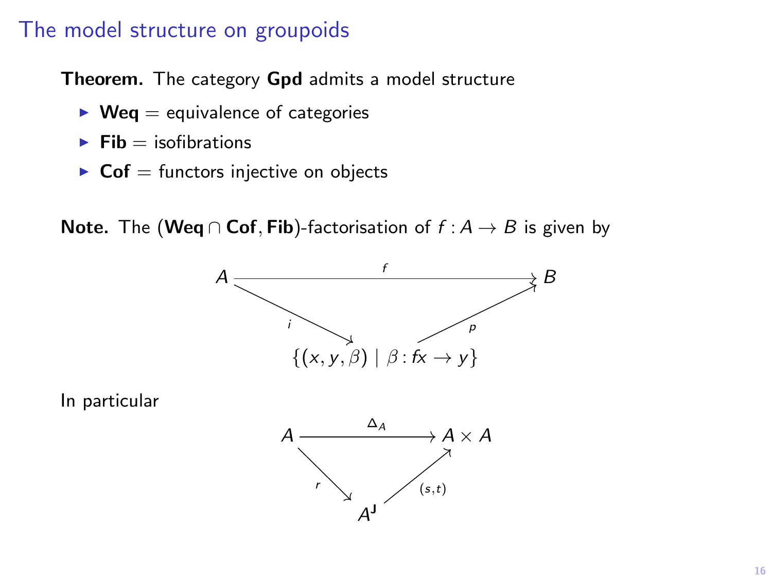# The model structure on groupoids

**Theorem.** The category **Gpd** admits a model structure

- **Weq** = equivalence of categories
- **Fib** = isofibrations
- **Cof** = functors injective on objects

**Note.** The $(\mathbf{Weq} \cap \mathbf{Cof}, \mathbf{Fib})$-factorisation of $f : A \to B$ is given by

$$
\begin{array}{ccc}
A & \xrightarrow{\quad f \quad} & B \\
& {\scriptstyle i} \searrow \quad \nearrow {\scriptstyle p} & \\
& \{(x, y, \beta) \mid \beta : fx \to y\} &
\end{array}
$$

In particular

$$
\begin{array}{ccc}
A & \xrightarrow{\quad \Delta_A \quad} & A \times A \\
& {\scriptstyle r} \searrow \quad \nearrow {\scriptstyle (s,t)} & \\
& A^{\mathbf{J}} &
\end{array}
$$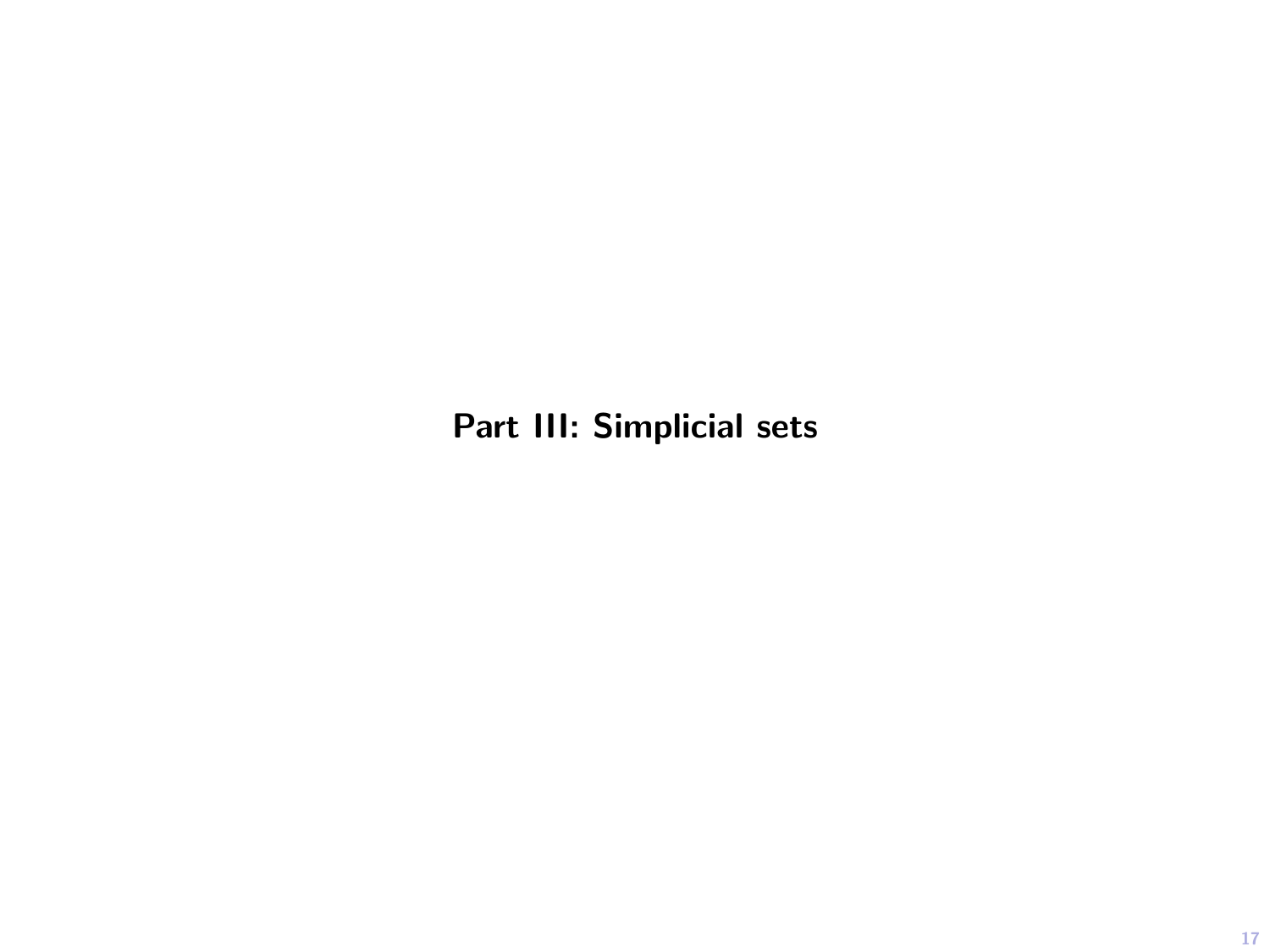# Part III: Simplicial sets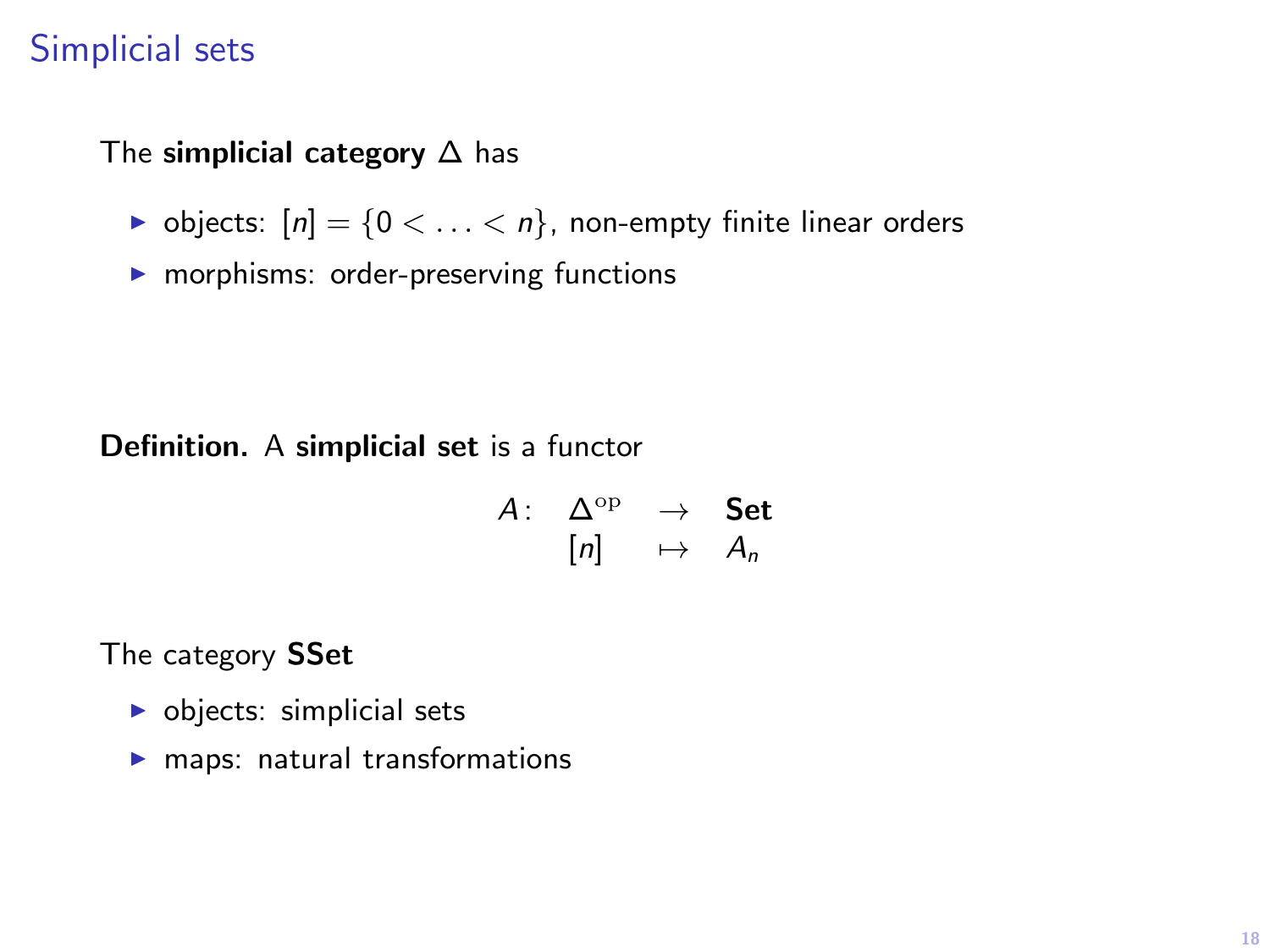## Simplicial sets

The **simplicial category** $\Delta$ has

- objects: $[n] = \{0 < \ldots < n\}$, non-empty finite linear orders
- morphisms: order-preserving functions

**Definition.** A **simplicial set** is a functor

$$
\begin{array}{rccc}
A\colon & \Delta^{\mathrm{op}} & \to & \mathbf{Set} \\
 & [n] & \mapsto & A_n
\end{array}
$$

The category **SSet**

- objects: simplicial sets
- maps: natural transformations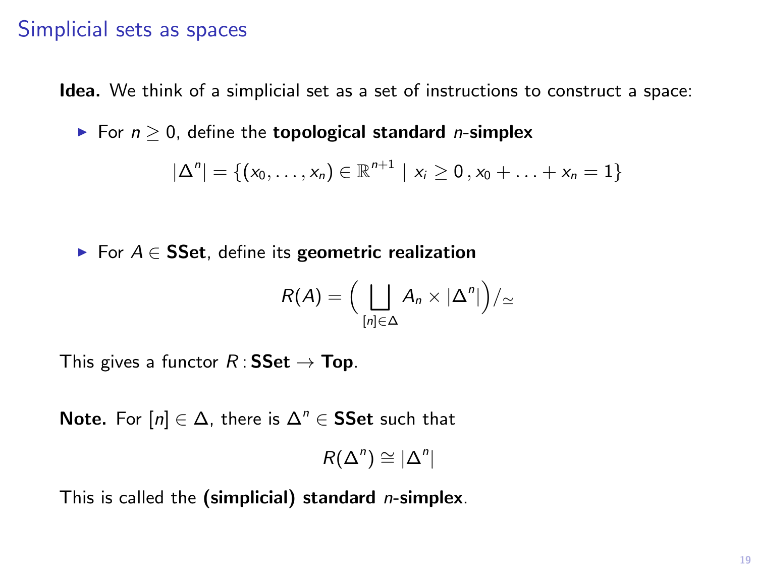## Simplicial sets as spaces

**Idea.** We think of a simplicial set as a set of instructions to construct a space:

- For $n \geq 0$, define the **topological standard** ***n*****-simplex**

$$|\Delta^n| = \{(x_0, \ldots, x_n) \in \mathbb{R}^{n+1} \mid x_i \geq 0 \,, x_0 + \ldots + x_n = 1\}$$

- For $A \in \mathbf{SSet}$, define its **geometric realization**

$$R(A) = \Big( \bigsqcup_{[n] \in \Delta} A_n \times |\Delta^n| \Big) / \simeq$$

This gives a functor $R \colon \mathbf{SSet} \to \mathbf{Top}$.

**Note.** For $[n] \in \Delta$, there is $\Delta^n \in \mathbf{SSet}$ such that

$$R(\Delta^n) \cong |\Delta^n|$$

This is called the **(simplicial) standard** ***n*****-simplex**.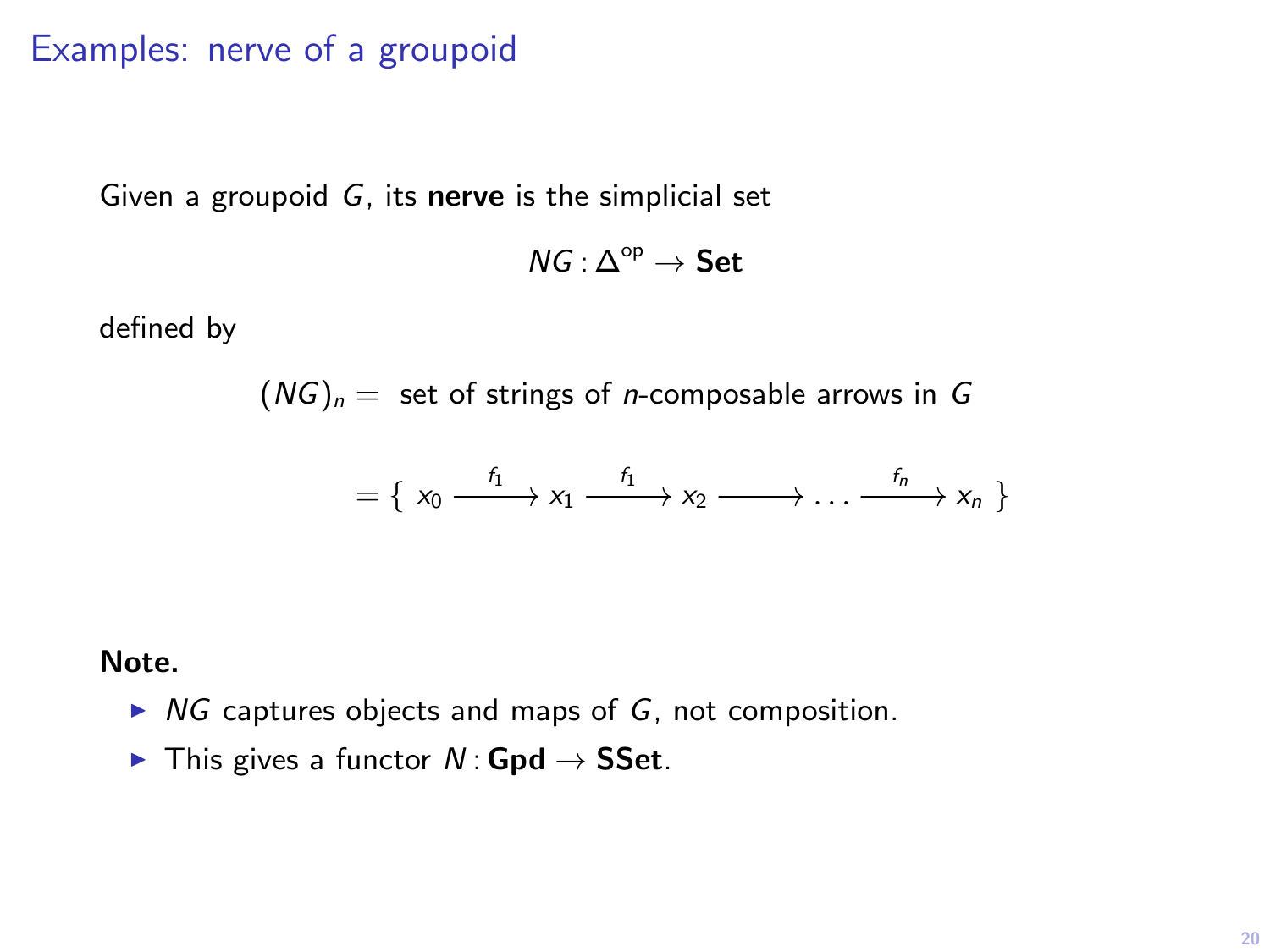# Examples: nerve of a groupoid

Given a groupoid $G$, its **nerve** is the simplicial set

$$NG : \Delta^{\text{op}} \to \textbf{Set}$$

defined by

$$(NG)_n = \text{ set of strings of } n\text{-composable arrows in } G$$

$$= \{ \ x_0 \xrightarrow{f_1} x_1 \xrightarrow{f_1} x_2 \xrightarrow{\quad} \dots \xrightarrow{f_n} x_n \ \}$$

**Note.**

- $NG$ captures objects and maps of $G$, not composition.
- This gives a functor $N : \textbf{Gpd} \to \textbf{SSet}$.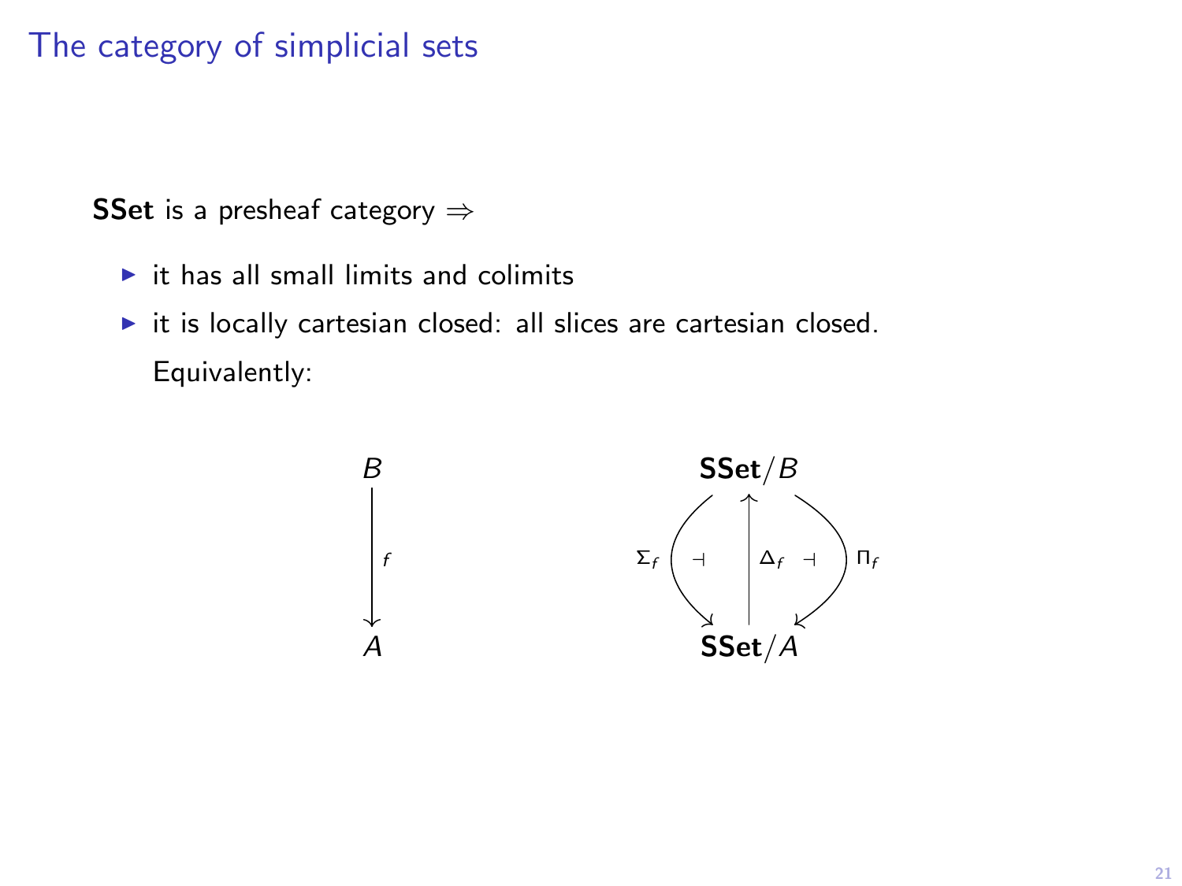# The category of simplicial sets

**SSet** is a presheaf category $\Rightarrow$

- it has all small limits and colimits
- it is locally cartesian closed: all slices are cartesian closed.

  Equivalently:

$$
\begin{array}{c} B \\ \downarrow f \\ A \end{array}
\qquad\qquad
\Sigma_f \dashv \Delta_f \dashv \Pi_f : \quad \Sigma_f, \Pi_f : \mathbf{SSet}/B \to \mathbf{SSet}/A, \quad \Delta_f : \mathbf{SSet}/A \to \mathbf{SSet}/B
$$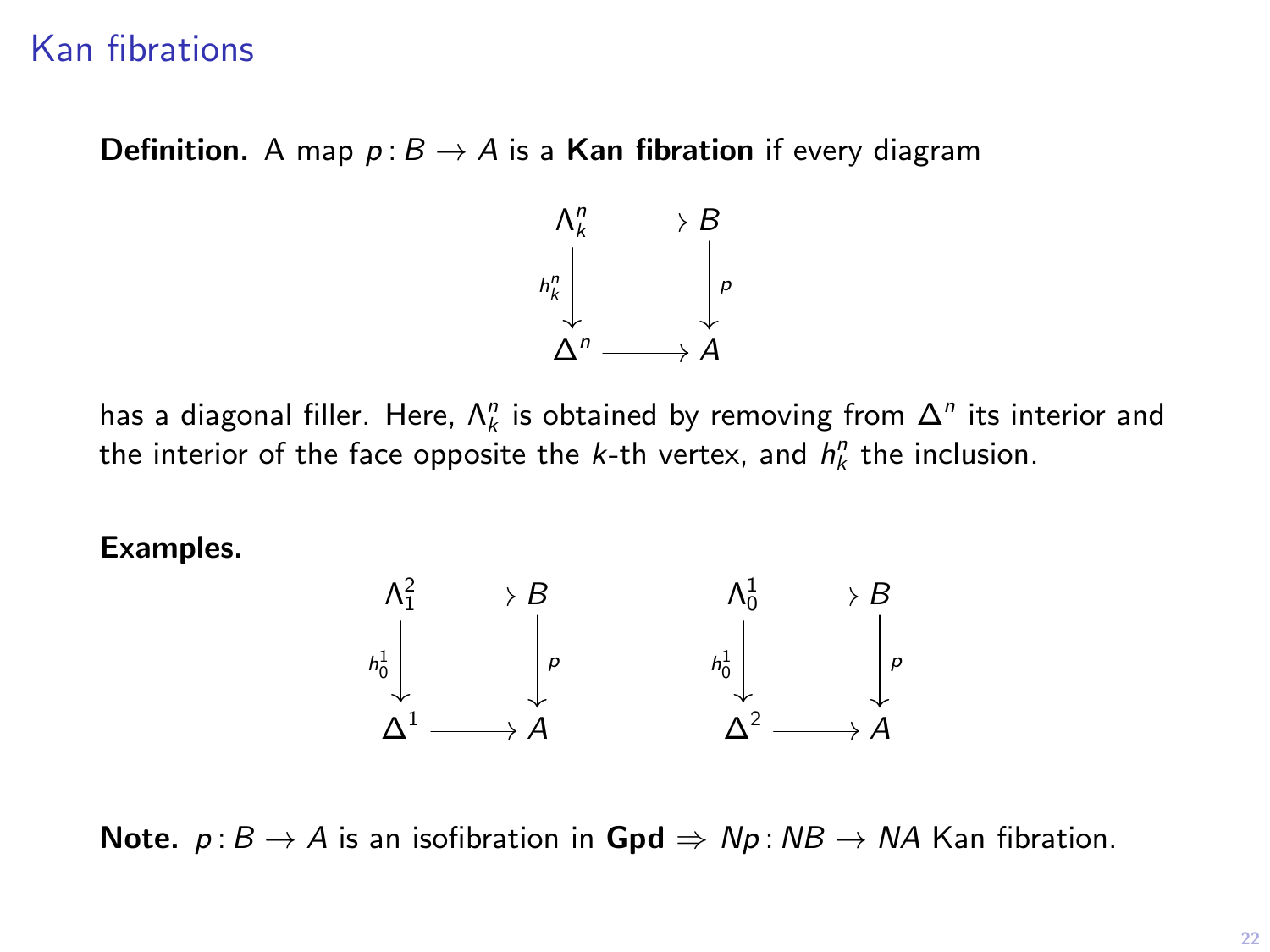# Kan fibrations

**Definition.** A map $p \colon B \to A$ is a **Kan fibration** if every diagram

$$
\begin{array}{ccc}
\Lambda^n_k & \longrightarrow & B \\
{\scriptstyle h^n_k} \downarrow & & \downarrow {\scriptstyle p} \\
\Delta^n & \longrightarrow & A
\end{array}
$$

has a diagonal filler. Here, $\Lambda^n_k$ is obtained by removing from $\Delta^n$ its interior and the interior of the face opposite the $k$-th vertex, and $h^n_k$ the inclusion.

**Examples.**

$$
\begin{array}{ccc}
\Lambda^2_1 & \longrightarrow & B \\
{\scriptstyle h^1_0} \downarrow & & \downarrow {\scriptstyle p} \\
\Delta^1 & \longrightarrow & A
\end{array}
\qquad\qquad
\begin{array}{ccc}
\Lambda^1_0 & \longrightarrow & B \\
{\scriptstyle h^1_0} \downarrow & & \downarrow {\scriptstyle p} \\
\Delta^2 & \longrightarrow & A
\end{array}
$$

**Note.** $p \colon B \to A$ is an isofibration in **Gpd** $\Rightarrow$ $Np \colon NB \to NA$ Kan fibration.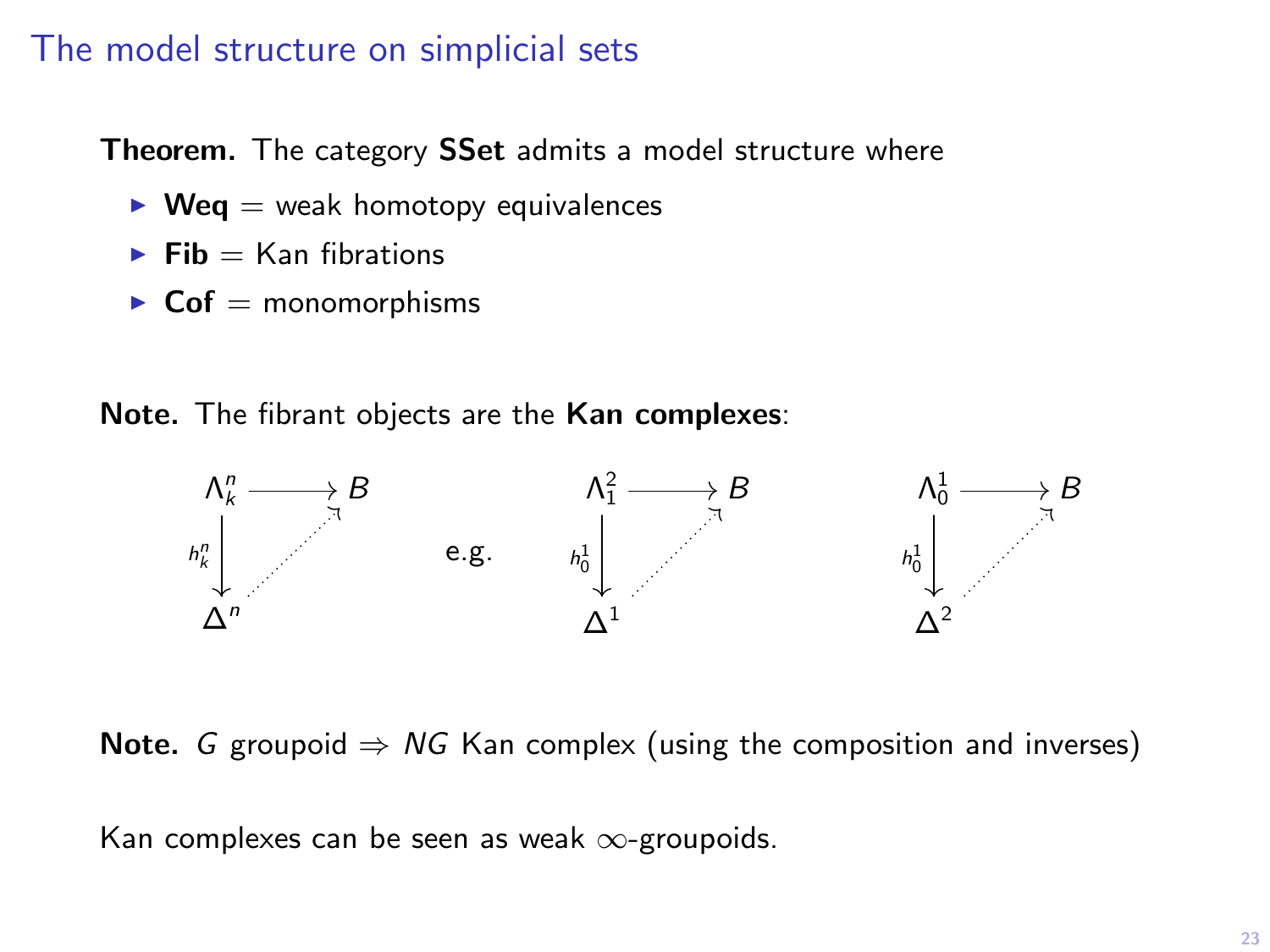# The model structure on simplicial sets

**Theorem.** The category **SSet** admits a model structure where

- **Weq** = weak homotopy equivalences
- **Fib** = Kan fibrations
- **Cof** = monomorphisms

**Note.** The fibrant objects are the **Kan complexes**:

$$
\begin{array}{ccc}
\Lambda^n_k & \longrightarrow & B \\
{\scriptstyle h^n_k}\downarrow & \nearrow & \\
\Delta^n & &
\end{array}
\qquad \text{e.g.} \qquad
\begin{array}{ccc}
\Lambda^2_1 & \longrightarrow & B \\
{\scriptstyle h^1_0}\downarrow & \nearrow & \\
\Delta^1 & &
\end{array}
\qquad
\begin{array}{ccc}
\Lambda^1_0 & \longrightarrow & B \\
{\scriptstyle h^1_0}\downarrow & \nearrow & \\
\Delta^2 & &
\end{array}
$$

**Note.** $G$ groupoid $\Rightarrow$ $NG$ Kan complex (using the composition and inverses)

Kan complexes can be seen as weak $\infty$-groupoids.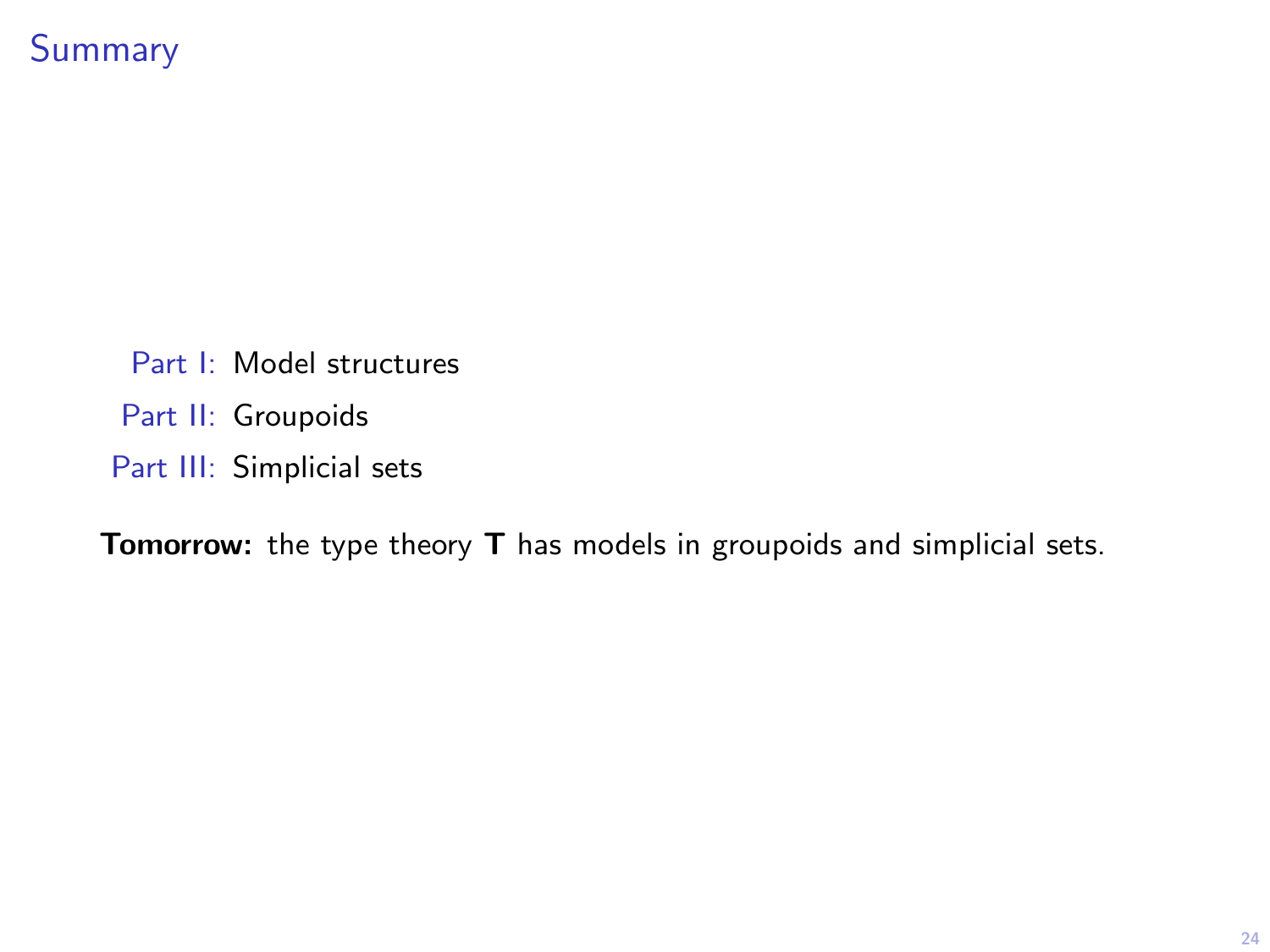# Summary

Part I: Model structures

Part II: Groupoids

Part III: Simplicial sets

**Tomorrow:** the type theory **T** has models in groupoids and simplicial sets.